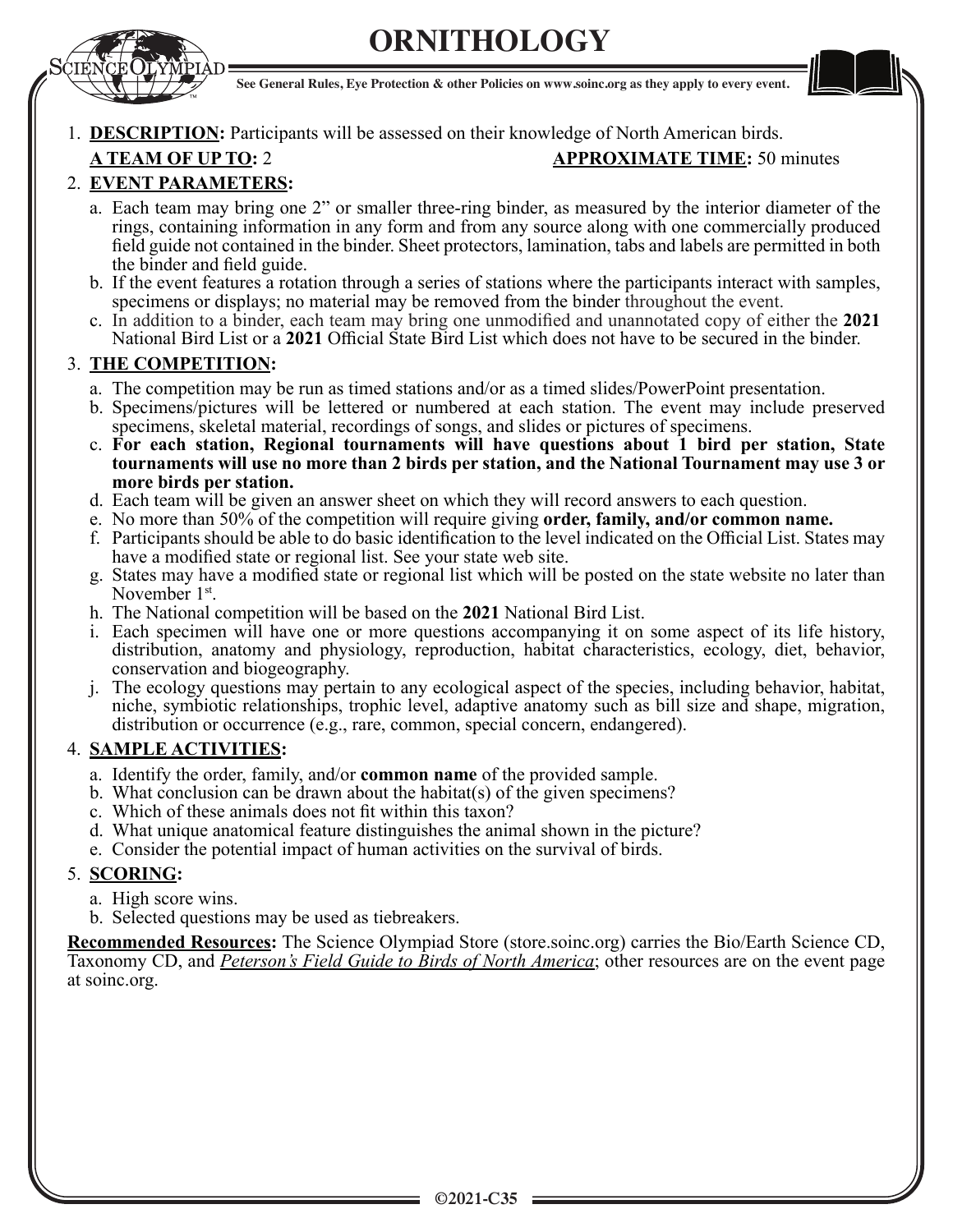# ORNITHOLOGY

See General Rules, Eye Protection & other Policies on www.soinc.org as they apply to every event.

1. **DESCRIPTION:** Participants will be assessed on their knowledge of North American birds.

   **A TEAM OF UP TO:** 2 **APPROXIMATE TIME:** 50 minutes

2. **EVENT PARAMETERS:**
   a. Each team may bring one 2" or smaller three-ring binder, as measured by the interior diameter of the rings, containing information in any form and from any source along with one commercially produced field guide not contained in the binder. Sheet protectors, lamination, tabs and labels are permitted in both the binder and field guide.
   b. If the event features a rotation through a series of stations where the participants interact with samples, specimens or displays; no material may be removed from the binder throughout the event.
   c. In addition to a binder, each team may bring one unmodified and unannotated copy of either the **2021** National Bird List or a **2021** Official State Bird List which does not have to be secured in the binder.

3. **THE COMPETITION:**
   a. The competition may be run as timed stations and/or as a timed slides/PowerPoint presentation.
   b. Specimens/pictures will be lettered or numbered at each station. The event may include preserved specimens, skeletal material, recordings of songs, and slides or pictures of specimens.
   c. **For each station, Regional tournaments will have questions about 1 bird per station, State tournaments will use no more than 2 birds per station, and the National Tournament may use 3 or more birds per station.**
   d. Each team will be given an answer sheet on which they will record answers to each question.
   e. No more than 50% of the competition will require giving **order, family, and/or common name.**
   f. Participants should be able to do basic identification to the level indicated on the Official List. States may have a modified state or regional list. See your state web site.
   g. States may have a modified state or regional list which will be posted on the state website no later than November 1st.
   h. The National competition will be based on the **2021** National Bird List.
   i. Each specimen will have one or more questions accompanying it on some aspect of its life history, distribution, anatomy and physiology, reproduction, habitat characteristics, ecology, diet, behavior, conservation and biogeography.
   j. The ecology questions may pertain to any ecological aspect of the species, including behavior, habitat, niche, symbiotic relationships, trophic level, adaptive anatomy such as bill size and shape, migration, distribution or occurrence (e.g., rare, common, special concern, endangered).

4. **SAMPLE ACTIVITIES:**
   a. Identify the order, family, and/or **common name** of the provided sample.
   b. What conclusion can be drawn about the habitat(s) of the given specimens?
   c. Which of these animals does not fit within this taxon?
   d. What unique anatomical feature distinguishes the animal shown in the picture?
   e. Consider the potential impact of human activities on the survival of birds.

5. **SCORING:**
   a. High score wins.
   b. Selected questions may be used as tiebreakers.

**Recommended Resources:** The Science Olympiad Store (store.soinc.org) carries the Bio/Earth Science CD, Taxonomy CD, and *Peterson's Field Guide to Birds of North America*; other resources are on the event page at soinc.org.

©2021-C35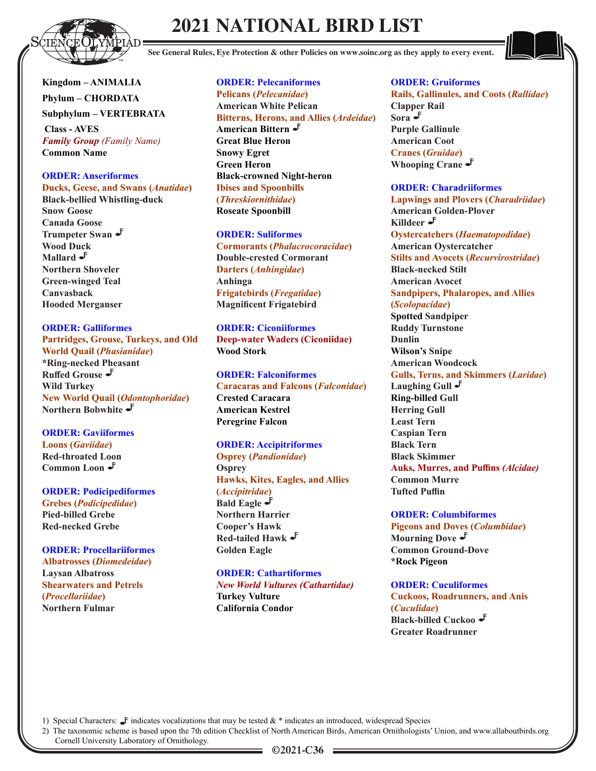# 2021 NATIONAL BIRD LIST

**See General Rules, Eye Protection & other Policies on www.soinc.org as they apply to every event.**

**Kingdom – ANIMALIA**

**Phylum – CHORDATA**

**Subphylum – VERTEBRATA**

**Class - AVES**

***Family Group** (Family Name)*

**Common Name**

### ORDER: Anseriformes

**Ducks, Geese, and Swans (*Anatidae*)**

- Black-bellied Whistling-duck
- Snow Goose
- Canada Goose
- Trumpeter Swan ♪
- Wood Duck
- Mallard ♪
- Northern Shoveler
- Green-winged Teal
- Canvasback
- Hooded Merganser

### ORDER: Galliformes

**Partridges, Grouse, Turkeys, and Old World Quail (*Phasianidae*)**

- *Ring-necked Pheasant
- Ruffed Grouse ♪
- Wild Turkey

**New World Quail (*Odontophoridae*)**

- Northern Bobwhite ♪

### ORDER: Gaviiformes

**Loons (*Gaviidae*)**

- Red-throated Loon
- Common Loon ♪

### ORDER: Podicipediformes

**Grebes (*Podicipedidae*)**

- Pied-billed Grebe
- Red-necked Grebe

### ORDER: Procellariiformes

**Albatrosses (*Diomedeidae*)**

- Laysan Albatross

**Shearwaters and Petrels (*Procellariidae*)**

- Northern Fulmar

### ORDER: Pelecaniformes

**Pelicans (*Pelecanidae*)**

- American White Pelican

**Bitterns, Herons, and Allies (*Ardeidae*)**

- American Bittern ♪
- Great Blue Heron
- Snowy Egret
- Green Heron
- Black-crowned Night-heron

**Ibises and Spoonbills (*Threskiornithidae*)**

- Roseate Spoonbill

### ORDER: Suliformes

**Cormorants (*Phalacrocoracidae*)**

- Double-crested Cormorant

**Darters (*Anhingidae*)**

- Anhinga

**Frigatebirds (*Fregatidae*)**

- Magnificent Frigatebird

### ORDER: Ciconiiformes

**Deep-water Waders (Ciconiidae)**

- Wood Stork

### ORDER: Falconiformes

**Caracaras and Falcons (*Falconidae*)**

- Crested Caracara
- American Kestrel
- Peregrine Falcon

### ORDER: Accipitriformes

**Osprey (*Pandionidae*)**

- Osprey

**Hawks, Kites, Eagles, and Allies (*Accipitridae*)**

- Bald Eagle ♪
- Northern Harrier
- Cooper's Hawk
- Red-tailed Hawk ♪
- Golden Eagle

### ORDER: Cathartiformes

***New World Vultures (Cathartidae)***

- Turkey Vulture
- California Condor

### ORDER: Gruiformes

**Rails, Gallinules, and Coots (*Rallidae*)**

- Clapper Rail
- Sora ♪
- Purple Gallinule
- American Coot

**Cranes (*Gruidae*)**

- Whooping Crane ♪

### ORDER: Charadriiformes

**Lapwings and Plovers (*Charadriidae*)**

- American Golden-Plover
- Killdeer ♪

**Oystercatchers (*Haematopodidae*)**

- American Oystercatcher

**Stilts and Avocets (*Recurvirostridae*)**

- Black-necked Stilt
- American Avocet

**Sandpipers, Phalaropes, and Allies (*Scolopacidae*)**

- Spotted Sandpiper
- Ruddy Turnstone
- Dunlin
- Wilson's Snipe
- American Woodcock

**Gulls, Terns, and Skimmers (*Laridae*)**

- Laughing Gull ♪
- Ring-billed Gull
- Herring Gull
- Least Tern
- Caspian Tern
- Black Tern
- Black Skimmer

**Auks, Murres, and Puffins *(Alcidae)***

- Common Murre
- Tufted Puffin

### ORDER: Columbiformes

**Pigeons and Doves (*Columbidae*)**

- Mourning Dove ♪
- Common Ground-Dove
- *Rock Pigeon

### ORDER: Cuculiformes

**Cuckoos, Roadrunners, and Anis (*Cuculidae*)**

- Black-billed Cuckoo ♪
- Greater Roadrunner

---

1) Special Characters: ♪ indicates vocalizations that may be tested & * indicates an introduced, widespread Species

2) The taxonomic scheme is based upon the 7th edition Checklist of North American Birds, American Ornithologists' Union, and www.allaboutbirds.org Cornell University Laboratory of Ornithology.

©2021-C36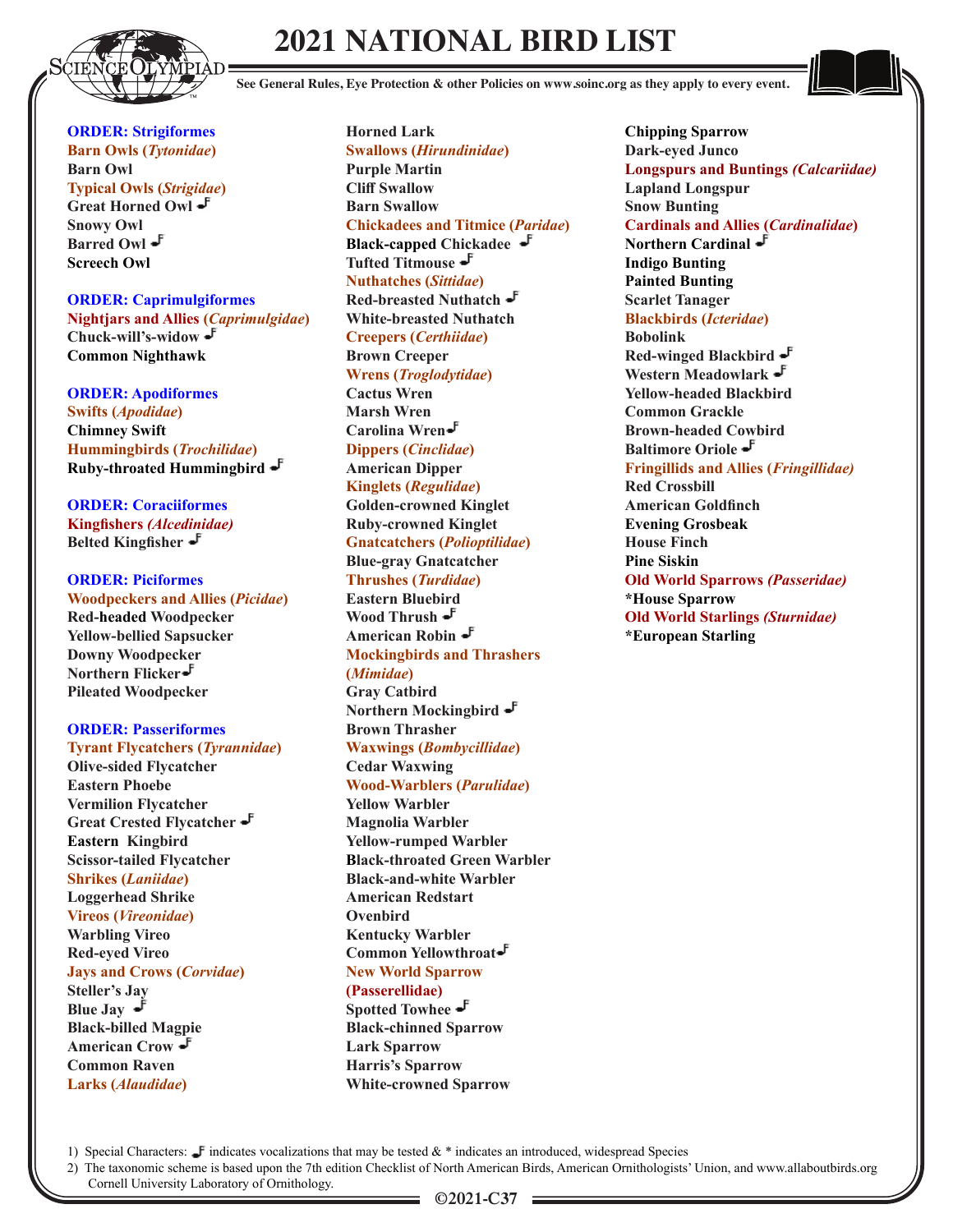# 2021 NATIONAL BIRD LIST

**See General Rules, Eye Protection & other Policies on www.soinc.org as they apply to every event.**

**ORDER: Strigiformes**

**Barn Owls (*Tytonidae*)**

**Barn Owl**

**Typical Owls (*Strigidae*)**

**Great Horned Owl ♫**
**Snowy Owl**
**Barred Owl ♫**
**Screech Owl**

**ORDER: Caprimulgiformes**

**Nightjars and Allies (*Caprimulgidae*)**

**Chuck-will's-widow ♫**
**Common Nighthawk**

**ORDER: Apodiformes**

**Swifts (*Apodidae*)**

**Chimney Swift**

**Hummingbirds (*Trochilidae*)**

**Ruby-throated Hummingbird ♫**

**ORDER: Coraciiformes**

**Kingfishers *(Alcedinidae)***

**Belted Kingfisher ♫**

**ORDER: Piciformes**

**Woodpeckers and Allies (*Picidae*)**

**Red-headed Woodpecker**
**Yellow-bellied Sapsucker**
**Downy Woodpecker**
**Northern Flicker ♫**
**Pileated Woodpecker**

**ORDER: Passeriformes**

**Tyrant Flycatchers (*Tyrannidae*)**

**Olive-sided Flycatcher**
**Eastern Phoebe**
**Vermilion Flycatcher**
**Great Crested Flycatcher ♫**
**Eastern Kingbird**
**Scissor-tailed Flycatcher**

**Shrikes (*Laniidae*)**

**Loggerhead Shrike**

**Vireos (*Vireonidae*)**

**Warbling Vireo**
**Red-eyed Vireo**

**Jays and Crows (*Corvidae*)**

**Steller's Jay**
**Blue Jay ♫**
**Black-billed Magpie**
**American Crow ♫**
**Common Raven**

**Larks (*Alaudidae*)**

**Horned Lark**

**Swallows (*Hirundinidae*)**

**Purple Martin**
**Cliff Swallow**
**Barn Swallow**

**Chickadees and Titmice (*Paridae*)**

**Black-capped Chickadee ♫**
**Tufted Titmouse ♫**

**Nuthatches (*Sittidae*)**

**Red-breasted Nuthatch ♫**
**White-breasted Nuthatch**

**Creepers (*Certhiidae*)**

**Brown Creeper**

**Wrens (*Troglodytidae*)**

**Cactus Wren**
**Marsh Wren**
**Carolina Wren ♫**

**Dippers (*Cinclidae*)**

**American Dipper**

**Kinglets (*Regulidae*)**

**Golden-crowned Kinglet**
**Ruby-crowned Kinglet**

**Gnatcatchers (*Polioptilidae*)**

**Blue-gray Gnatcatcher**

**Thrushes (*Turdidae*)**

**Eastern Bluebird**
**Wood Thrush ♫**
**American Robin ♫**

**Mockingbirds and Thrashers (*Mimidae*)**

**Gray Catbird**
**Northern Mockingbird ♫**
**Brown Thrasher**

**Waxwings (*Bombycillidae*)**

**Cedar Waxwing**

**Wood-Warblers (*Parulidae*)**

**Yellow Warbler**
**Magnolia Warbler**
**Yellow-rumped Warbler**
**Black-throated Green Warbler**
**Black-and-white Warbler**
**American Redstart**
**Ovenbird**
**Kentucky Warbler**
**Common Yellowthroat ♫**

**New World Sparrow (Passerellidae)**

**Spotted Towhee ♫**
**Black-chinned Sparrow**
**Lark Sparrow**
**Harris's Sparrow**
**White-crowned Sparrow**
**Chipping Sparrow**
**Dark-eyed Junco**

**Longspurs and Buntings *(Calcariidae)***

**Lapland Longspur**
**Snow Bunting**

**Cardinals and Allies (*Cardinalidae*)**

**Northern Cardinal ♫**
**Indigo Bunting**
**Painted Bunting**
**Scarlet Tanager**

**Blackbirds (*Icteridae*)**

**Bobolink**
**Red-winged Blackbird ♫**
**Western Meadowlark ♫**
**Yellow-headed Blackbird**
**Common Grackle**
**Brown-headed Cowbird**
**Baltimore Oriole ♫**

**Fringillids and Allies *(Fringillidae)***

**Red Crossbill**
**American Goldfinch**
**Evening Grosbeak**
**House Finch**
**Pine Siskin**

**Old World Sparrows *(Passeridae)***

***House Sparrow**

**Old World Starlings *(Sturnidae)***

***European Starling**

1) Special Characters: ♫ indicates vocalizations that may be tested & * indicates an introduced, widespread Species
2) The taxonomic scheme is based upon the 7th edition Checklist of North American Birds, American Ornithologists' Union, and www.allaboutbirds.org Cornell University Laboratory of Ornithology.

©2021-C37